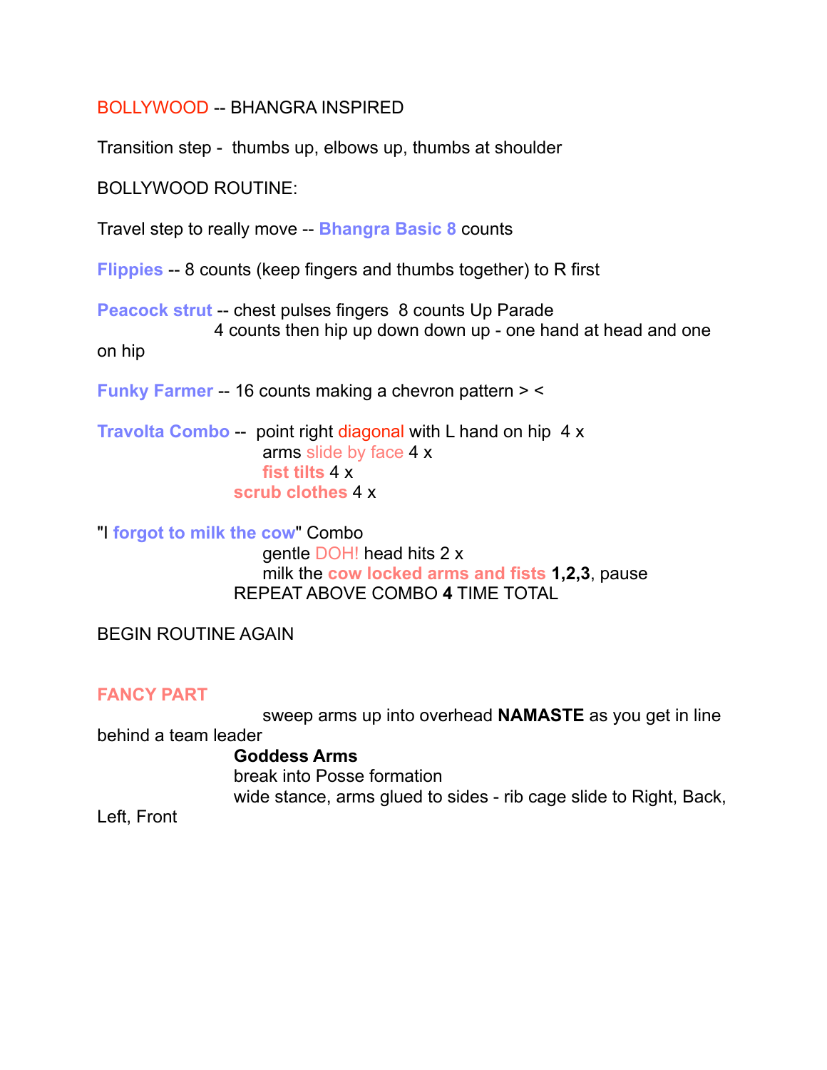BOLLYWOOD -- BHANGRA INSPIRED

Transition step - thumbs up, elbows up, thumbs at shoulder

BOLLYWOOD ROUTINE:

Travel step to really move -- **Bhangra Basic 8** counts

**Flippies** -- 8 counts (keep fingers and thumbs together) to R first

**Peacock strut** -- chest pulses fingers 8 counts Up Parade
4 counts then hip up down down up - one hand at head and one on hip

**Funky Farmer** -- 16 counts making a chevron pattern > <

**Travolta Combo** -- point right diagonal with L hand on hip 4 x
arms slide by face 4 x
**fist tilts** 4 x
**scrub clothes** 4 x

"I **forgot to milk the cow**" Combo
gentle DOH! head hits 2 x
milk the **cow locked arms and fists** **1,2,3**, pause
REPEAT ABOVE COMBO **4** TIME TOTAL

BEGIN ROUTINE AGAIN

**FANCY PART**

sweep arms up into overhead **NAMASTE** as you get in line behind a team leader
**Goddess Arms**
break into Posse formation
wide stance, arms glued to sides - rib cage slide to Right, Back, Left, Front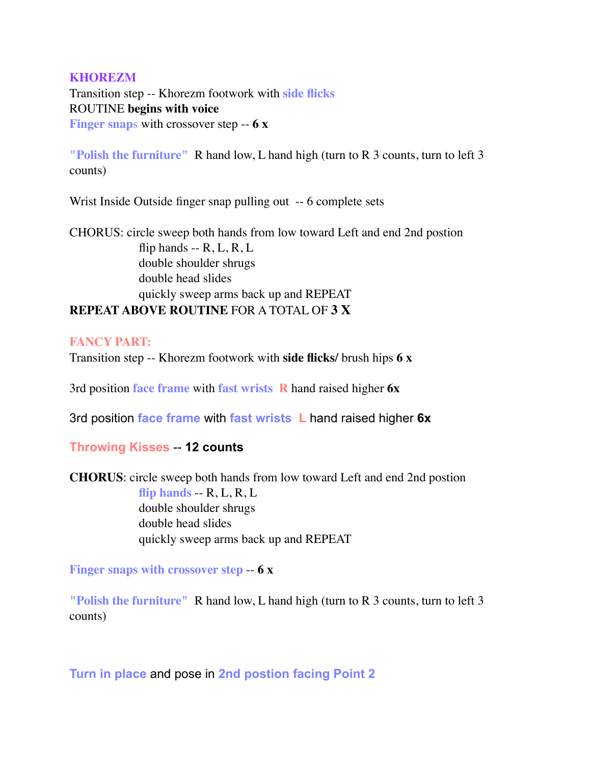**KHOREZM**

Transition step -- Khorezm footwork with side flicks

ROUTINE **begins with voice**

Finger snaps with crossover step -- **6 x**

"Polish the furniture" R hand low, L hand high (turn to R 3 counts, turn to left 3 counts)

Wrist Inside Outside finger snap pulling out -- 6 complete sets

CHORUS: circle sweep both hands from low toward Left and end 2nd postion
- flip hands -- R, L, R, L
- double shoulder shrugs
- double head slides
- quickly sweep arms back up and REPEAT

**REPEAT ABOVE ROUTINE** FOR A TOTAL OF **3 X**

**FANCY PART:**

Transition step -- Khorezm footwork with **side flicks/** brush hips **6 x**

3rd position face frame with fast wrists R hand raised higher **6x**

3rd position face frame with fast wrists L hand raised higher **6x**

Throwing Kisses -- **12 counts**

**CHORUS**: circle sweep both hands from low toward Left and end 2nd postion
- flip hands -- R, L, R, L
- double shoulder shrugs
- double head slides
- quickly sweep arms back up and REPEAT

Finger snaps with crossover step -- **6 x**

"Polish the furniture" R hand low, L hand high (turn to R 3 counts, turn to left 3 counts)

Turn in place and pose in 2nd postion facing Point 2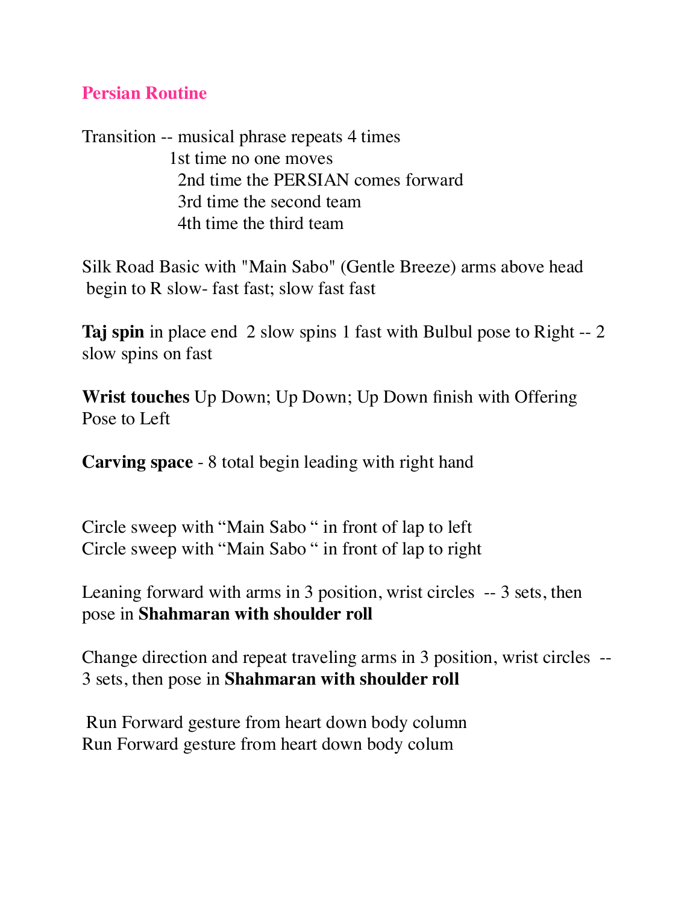## Persian Routine

Transition -- musical phrase repeats 4 times
1st time no one moves
2nd time the PERSIAN comes forward
3rd time the second team
4th time the third team

Silk Road Basic with "Main Sabo" (Gentle Breeze) arms above head
begin to R slow- fast fast; slow fast fast

**Taj spin** in place end 2 slow spins 1 fast with Bulbul pose to Right -- 2 slow spins on fast

**Wrist touches** Up Down; Up Down; Up Down finish with Offering Pose to Left

**Carving space** - 8 total begin leading with right hand

Circle sweep with "Main Sabo " in front of lap to left
Circle sweep with "Main Sabo " in front of lap to right

Leaning forward with arms in 3 position, wrist circles -- 3 sets, then pose in **Shahmaran with shoulder roll**

Change direction and repeat traveling arms in 3 position, wrist circles -- 3 sets, then pose in **Shahmaran with shoulder roll**

Run Forward gesture from heart down body column
Run Forward gesture from heart down body colum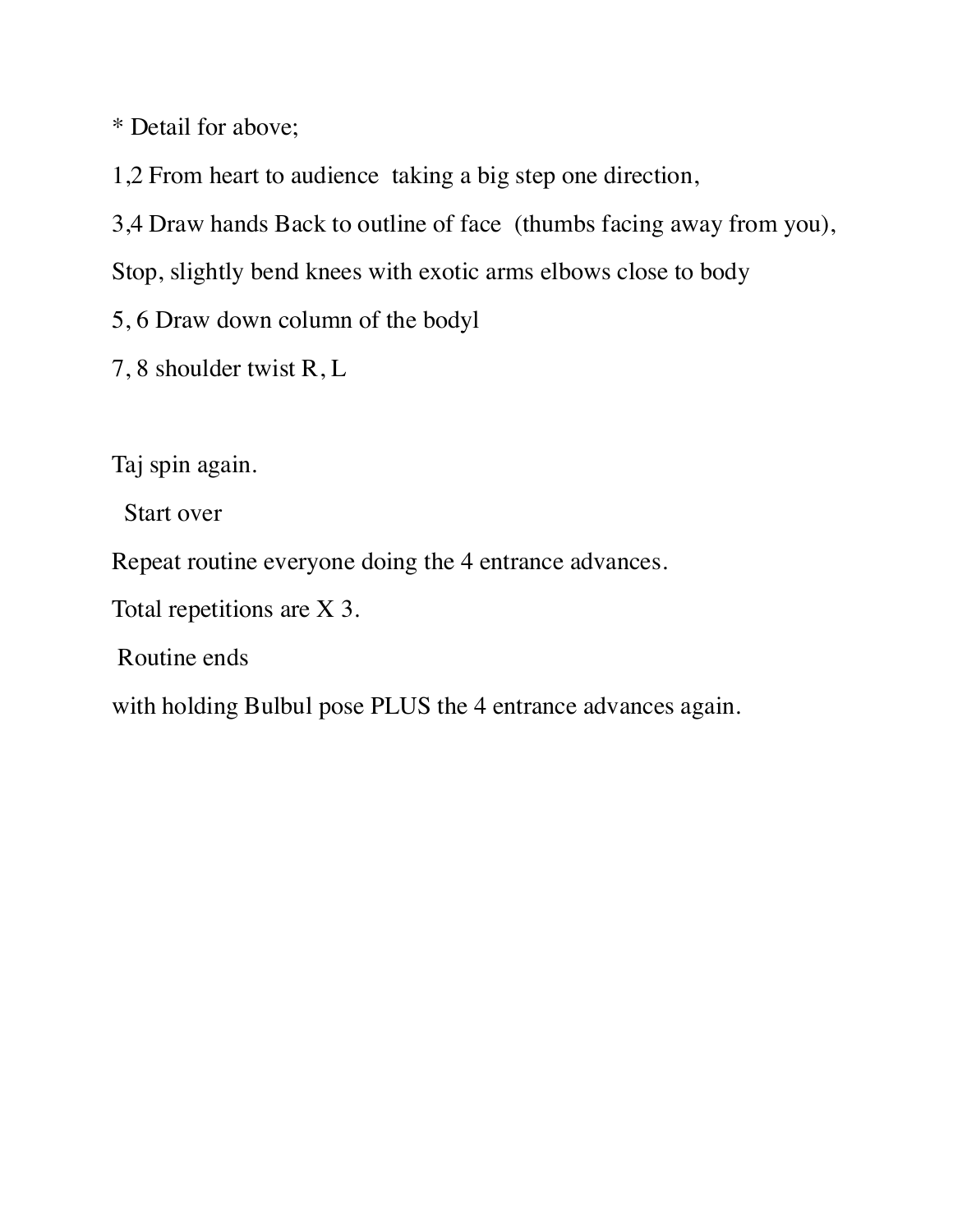* Detail for above;

1,2 From heart to audience  taking a big step one direction,

3,4 Draw hands Back to outline of face  (thumbs facing away from you),

Stop, slightly bend knees with exotic arms elbows close to body

5, 6 Draw down column of the bodyl

7, 8 shoulder twist R, L

Taj spin again.

Start over

Repeat routine everyone doing the 4 entrance advances.

Total repetitions are X 3.

Routine ends

with holding Bulbul pose PLUS the 4 entrance advances again.